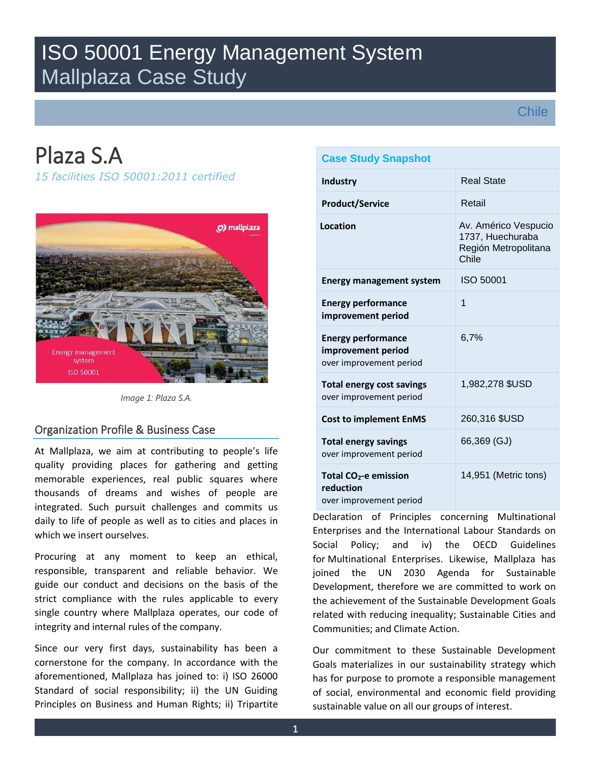# ISO 50001 Energy Management System
## Mallplaza Case Study

Chile

# Plaza S.A

*15 facilities ISO 50001:2011 certified*

Image 1: Plaza S.A.

| Case Study Snapshot | |
|---|---|
| **Industry** | Real State |
| **Product/Service** | Retail |
| **Location** | Av. Américo Vespucio 1737, Huechuraba Región Metropolitana Chile |
| **Energy management system** | ISO 50001 |
| **Energy performance improvement period** | 1 |
| **Energy performance improvement period** over improvement period | 6,7% |
| **Total energy cost savings** over improvement period | 1,982,278 $USD |
| **Cost to implement EnMS** | 260,316 $USD |
| **Total energy savings** over improvement period | 66,369 (GJ) |
| **Total $CO_2$-e emission reduction** over improvement period | 14,951 (Metric tons) |

## Organization Profile & Business Case

At Mallplaza, we aim at contributing to people's life quality providing places for gathering and getting memorable experiences, real public squares where thousands of dreams and wishes of people are integrated. Such pursuit challenges and commits us daily to life of people as well as to cities and places in which we insert ourselves.

Procuring at any moment to keep an ethical, responsible, transparent and reliable behavior. We guide our conduct and decisions on the basis of the strict compliance with the rules applicable to every single country where Mallplaza operates, our code of integrity and internal rules of the company.

Since our very first days, sustainability has been a cornerstone for the company. In accordance with the aforementioned, Mallplaza has joined to: i) ISO 26000 Standard of social responsibility; ii) the UN Guiding Principles on Business and Human Rights; ii) Tripartite Declaration of Principles concerning Multinational Enterprises and the International Labour Standards on Social Policy; and iv) the OECD Guidelines for Multinational Enterprises. Likewise, Mallplaza has joined the UN 2030 Agenda for Sustainable Development, therefore we are committed to work on the achievement of the Sustainable Development Goals related with reducing inequality; Sustainable Cities and Communities; and Climate Action.

Our commitment to these Sustainable Development Goals materializes in our sustainability strategy which has for purpose to promote a responsible management of social, environmental and economic field providing sustainable value on all our groups of interest.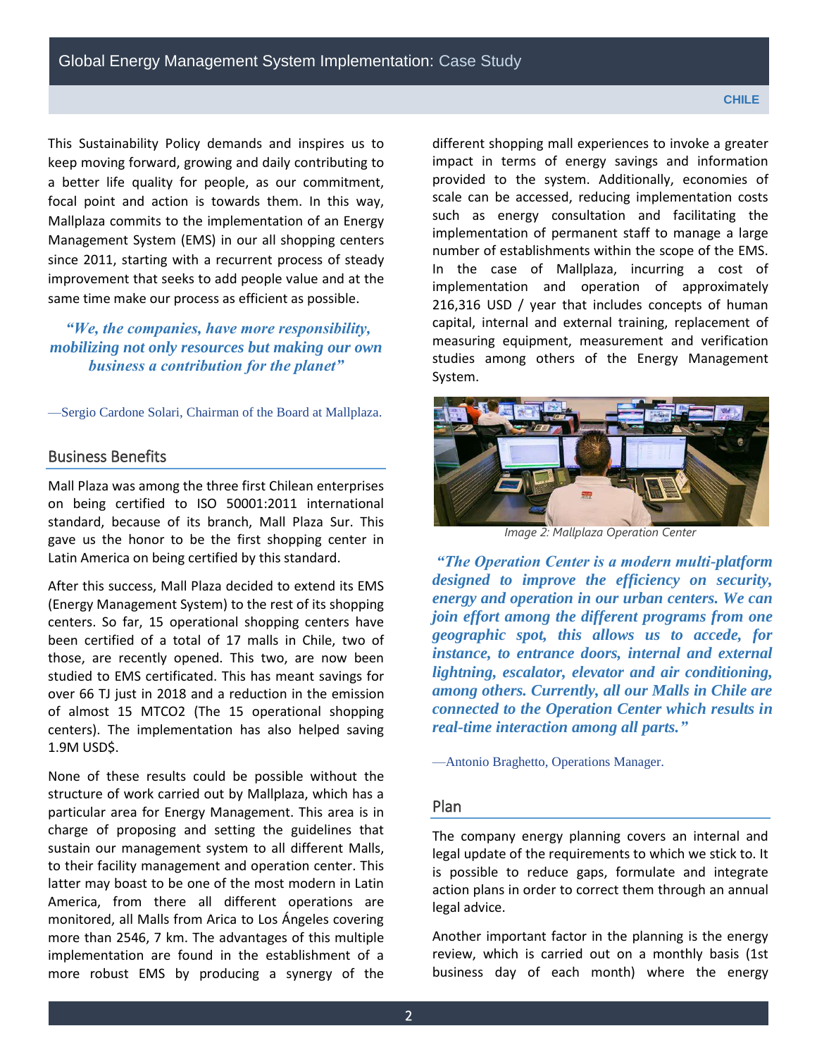This Sustainability Policy demands and inspires us to keep moving forward, growing and daily contributing to a better life quality for people, as our commitment, focal point and action is towards them. In this way, Mallplaza commits to the implementation of an Energy Management System (EMS) in our all shopping centers since 2011, starting with a recurrent process of steady improvement that seeks to add people value and at the same time make our process as efficient as possible.

> ***"We, the companies, have more responsibility, mobilizing not only resources but making our own business a contribution for the planet"***
>
> —Sergio Cardone Solari, Chairman of the Board at Mallplaza.

## Business Benefits

Mall Plaza was among the three first Chilean enterprises on being certified to ISO 50001:2011 international standard, because of its branch, Mall Plaza Sur. This gave us the honor to be the first shopping center in Latin America on being certified by this standard.

After this success, Mall Plaza decided to extend its EMS (Energy Management System) to the rest of its shopping centers. So far, 15 operational shopping centers have been certified of a total of 17 malls in Chile, two of those, are recently opened. This two, are now been studied to EMS certificated. This has meant savings for over 66 TJ just in 2018 and a reduction in the emission of almost 15 MTCO2 (The 15 operational shopping centers). The implementation has also helped saving 1.9M USD$.

None of these results could be possible without the structure of work carried out by Mallplaza, which has a particular area for Energy Management. This area is in charge of proposing and setting the guidelines that sustain our management system to all different Malls, to their facility management and operation center. This latter may boast to be one of the most modern in Latin America, from there all different operations are monitored, all Malls from Arica to Los Ángeles covering more than 2546, 7 km. The advantages of this multiple implementation are found in the establishment of a more robust EMS by producing a synergy of the different shopping mall experiences to invoke a greater impact in terms of energy savings and information provided to the system. Additionally, economies of scale can be accessed, reducing implementation costs such as energy consultation and facilitating the implementation of permanent staff to manage a large number of establishments within the scope of the EMS. In the case of Mallplaza, incurring a cost of implementation and operation of approximately 216,316 USD / year that includes concepts of human capital, internal and external training, replacement of measuring equipment, measurement and verification studies among others of the Energy Management System.

*Image 2: Mallplaza Operation Center*

> ***"The Operation Center is a modern multi-platform designed to improve the efficiency on security, energy and operation in our urban centers. We can join effort among the different programs from one geographic spot, this allows us to accede, for instance, to entrance doors, internal and external lightning, escalator, elevator and air conditioning, among others. Currently, all our Malls in Chile are connected to the Operation Center which results in real-time interaction among all parts."***
>
> —Antonio Braghetto, Operations Manager.

## Plan

The company energy planning covers an internal and legal update of the requirements to which we stick to. It is possible to reduce gaps, formulate and integrate action plans in order to correct them through an annual legal advice.

Another important factor in the planning is the energy review, which is carried out on a monthly basis (1st business day of each month) where the energy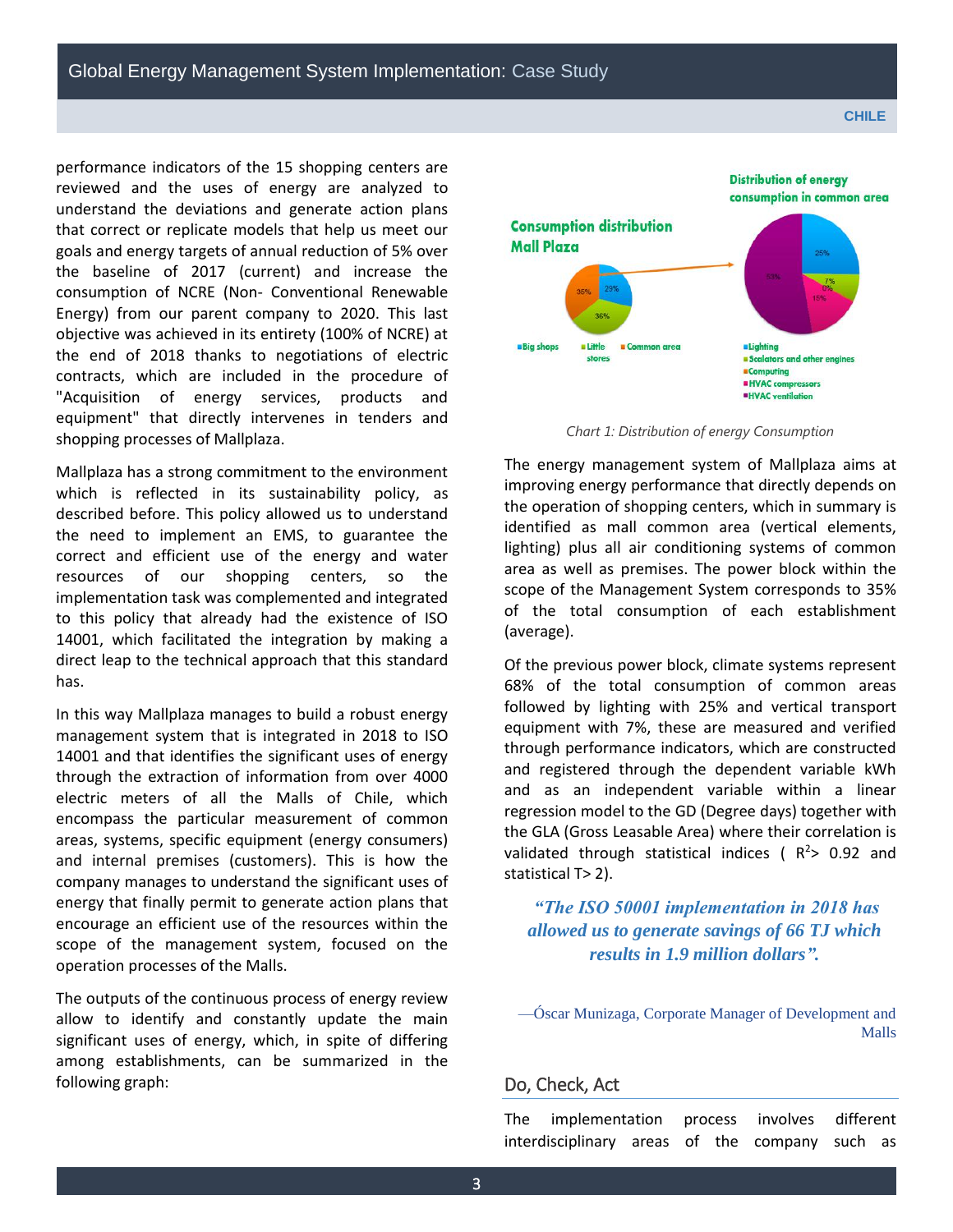performance indicators of the 15 shopping centers are reviewed and the uses of energy are analyzed to understand the deviations and generate action plans that correct or replicate models that help us meet our goals and energy targets of annual reduction of 5% over the baseline of 2017 (current) and increase the consumption of NCRE (Non- Conventional Renewable Energy) from our parent company to 2020. This last objective was achieved in its entirety (100% of NCRE) at the end of 2018 thanks to negotiations of electric contracts, which are included in the procedure of "Acquisition of energy services, products and equipment" that directly intervenes in tenders and shopping processes of Mallplaza.

Mallplaza has a strong commitment to the environment which is reflected in its sustainability policy, as described before. This policy allowed us to understand the need to implement an EMS, to guarantee the correct and efficient use of the energy and water resources of our shopping centers, so the implementation task was complemented and integrated to this policy that already had the existence of ISO 14001, which facilitated the integration by making a direct leap to the technical approach that this standard has.

In this way Mallplaza manages to build a robust energy management system that is integrated in 2018 to ISO 14001 and that identifies the significant uses of energy through the extraction of information from over 4000 electric meters of all the Malls of Chile, which encompass the particular measurement of common areas, systems, specific equipment (energy consumers) and internal premises (customers). This is how the company manages to understand the significant uses of energy that finally permit to generate action plans that encourage an efficient use of the resources within the scope of the management system, focused on the operation processes of the Malls.

The outputs of the continuous process of energy review allow to identify and constantly update the main significant uses of energy, which, in spite of differing among establishments, can be summarized in the following graph:

**Consumption distribution Mall Plaza**

- Big shops: 29%
- Little stores: 36%
- Common area: 35%

**Distribution of energy consumption in common area**

- Lighting: 25%
- Scalators and other engines: 7%
- Computing: 0%
- HVAC compressors: 15%
- HVAC ventilation: 53%

*Chart 1: Distribution of energy Consumption*

The energy management system of Mallplaza aims at improving energy performance that directly depends on the operation of shopping centers, which in summary is identified as mall common area (vertical elements, lighting) plus all air conditioning systems of common area as well as premises. The power block within the scope of the Management System corresponds to 35% of the total consumption of each establishment (average).

Of the previous power block, climate systems represent 68% of the total consumption of common areas followed by lighting with 25% and vertical transport equipment with 7%, these are measured and verified through performance indicators, which are constructed and registered through the dependent variable kWh and as an independent variable within a linear regression model to the GD (Degree days) together with the GLA (Gross Leasable Area) where their correlation is validated through statistical indices ( $R^2$> 0.92 and statistical T> 2).

> ***"The ISO 50001 implementation in 2018 has allowed us to generate savings of 66 TJ which results in 1.9 million dollars".***
>
> —Óscar Munizaga, Corporate Manager of Development and Malls

## Do, Check, Act

The implementation process involves different interdisciplinary areas of the company such as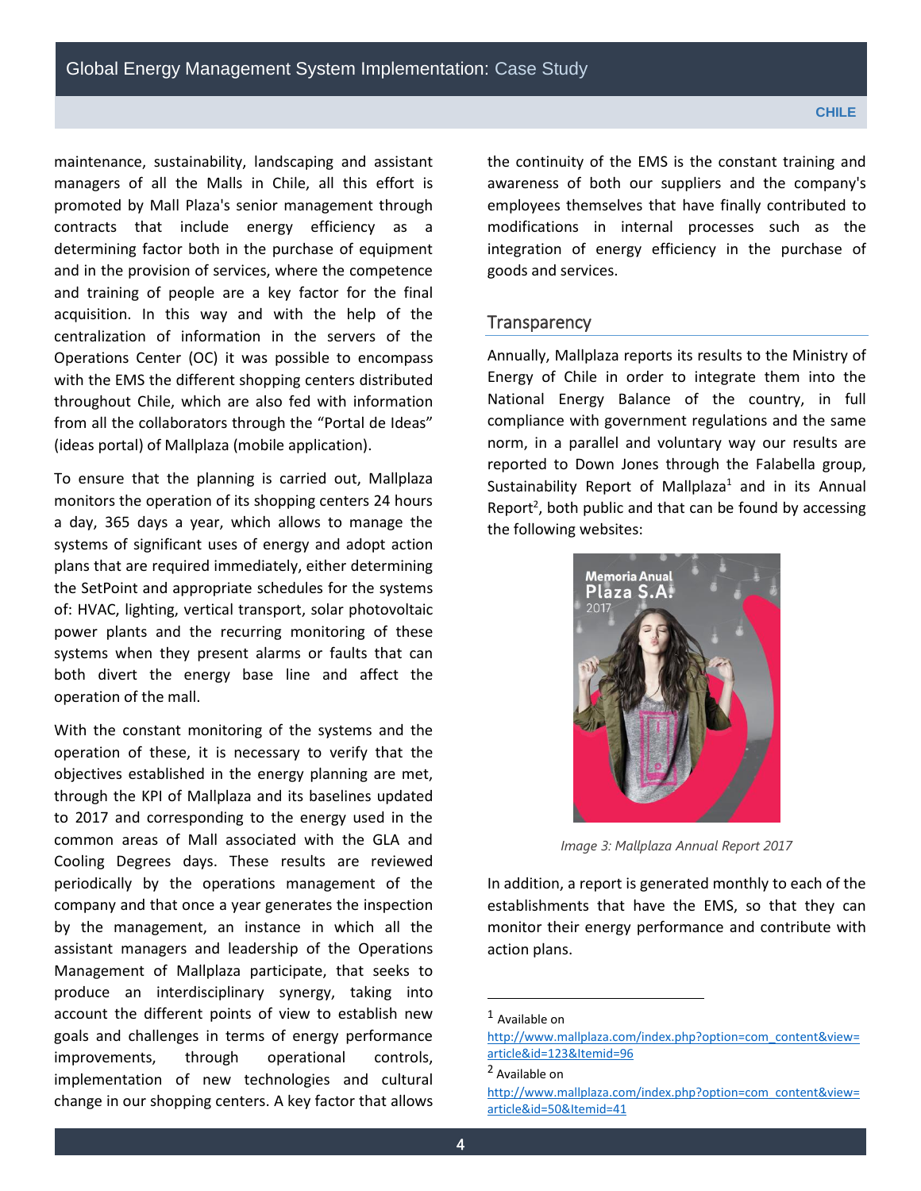maintenance, sustainability, landscaping and assistant managers of all the Malls in Chile, all this effort is promoted by Mall Plaza's senior management through contracts that include energy efficiency as a determining factor both in the purchase of equipment and in the provision of services, where the competence and training of people are a key factor for the final acquisition. In this way and with the help of the centralization of information in the servers of the Operations Center (OC) it was possible to encompass with the EMS the different shopping centers distributed throughout Chile, which are also fed with information from all the collaborators through the "Portal de Ideas" (ideas portal) of Mallplaza (mobile application).

To ensure that the planning is carried out, Mallplaza monitors the operation of its shopping centers 24 hours a day, 365 days a year, which allows to manage the systems of significant uses of energy and adopt action plans that are required immediately, either determining the SetPoint and appropriate schedules for the systems of: HVAC, lighting, vertical transport, solar photovoltaic power plants and the recurring monitoring of these systems when they present alarms or faults that can both divert the energy base line and affect the operation of the mall.

With the constant monitoring of the systems and the operation of these, it is necessary to verify that the objectives established in the energy planning are met, through the KPI of Mallplaza and its baselines updated to 2017 and corresponding to the energy used in the common areas of Mall associated with the GLA and Cooling Degrees days. These results are reviewed periodically by the operations management of the company and that once a year generates the inspection by the management, an instance in which all the assistant managers and leadership of the Operations Management of Mallplaza participate, that seeks to produce an interdisciplinary synergy, taking into account the different points of view to establish new goals and challenges in terms of energy performance improvements, through operational controls, implementation of new technologies and cultural change in our shopping centers. A key factor that allows the continuity of the EMS is the constant training and awareness of both our suppliers and the company's employees themselves that have finally contributed to modifications in internal processes such as the integration of energy efficiency in the purchase of goods and services.

## Transparency

Annually, Mallplaza reports its results to the Ministry of Energy of Chile in order to integrate them into the National Energy Balance of the country, in full compliance with government regulations and the same norm, in a parallel and voluntary way our results are reported to Down Jones through the Falabella group, Sustainability Report of Mallplaza[1] and in its Annual Report[2], both public and that can be found by accessing the following websites:

*Image 3: Mallplaza Annual Report 2017*

In addition, a report is generated monthly to each of the establishments that have the EMS, so that they can monitor their energy performance and contribute with action plans.

---

[1] Available on http://www.mallplaza.com/index.php?option=com_content&view=article&id=123&Itemid=96

[2] Available on http://www.mallplaza.com/index.php?option=com_content&view=article&id=50&Itemid=41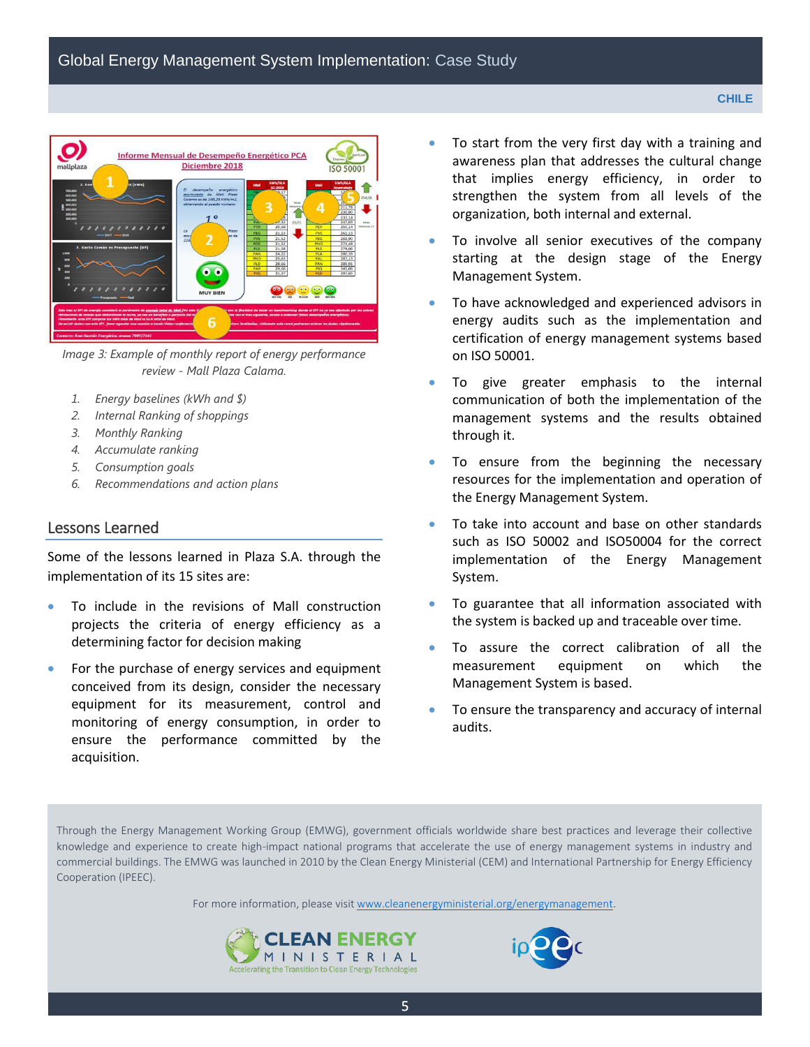Image 3: Example of monthly report of energy performance review - Mall Plaza Calama.

1. Energy baselines (kWh and $)
2. Internal Ranking of shoppings
3. Monthly Ranking
4. Accumulate ranking
5. Consumption goals
6. Recommendations and action plans

## Lessons Learned

Some of the lessons learned in Plaza S.A. through the implementation of its 15 sites are:

- To include in the revisions of Mall construction projects the criteria of energy efficiency as a determining factor for decision making
- For the purchase of energy services and equipment conceived from its design, consider the necessary equipment for its measurement, control and monitoring of energy consumption, in order to ensure the performance committed by the acquisition.
- To start from the very first day with a training and awareness plan that addresses the cultural change that implies energy efficiency, in order to strengthen the system from all levels of the organization, both internal and external.
- To involve all senior executives of the company starting at the design stage of the Energy Management System.
- To have acknowledged and experienced advisors in energy audits such as the implementation and certification of energy management systems based on ISO 50001.
- To give greater emphasis to the internal communication of both the implementation of the management systems and the results obtained through it.
- To ensure from the beginning the necessary resources for the implementation and operation of the Energy Management System.
- To take into account and base on other standards such as ISO 50002 and ISO50004 for the correct implementation of the Energy Management System.
- To guarantee that all information associated with the system is backed up and traceable over time.
- To assure the correct calibration of all the measurement equipment on which the Management System is based.
- To ensure the transparency and accuracy of internal audits.

Through the Energy Management Working Group (EMWG), government officials worldwide share best practices and leverage their collective knowledge and experience to create high-impact national programs that accelerate the use of energy management systems in industry and commercial buildings. The EMWG was launched in 2010 by the Clean Energy Ministerial (CEM) and International Partnership for Energy Efficiency Cooperation (IPEEC).

For more information, please visit www.cleanenergyministerial.org/energymanagement.